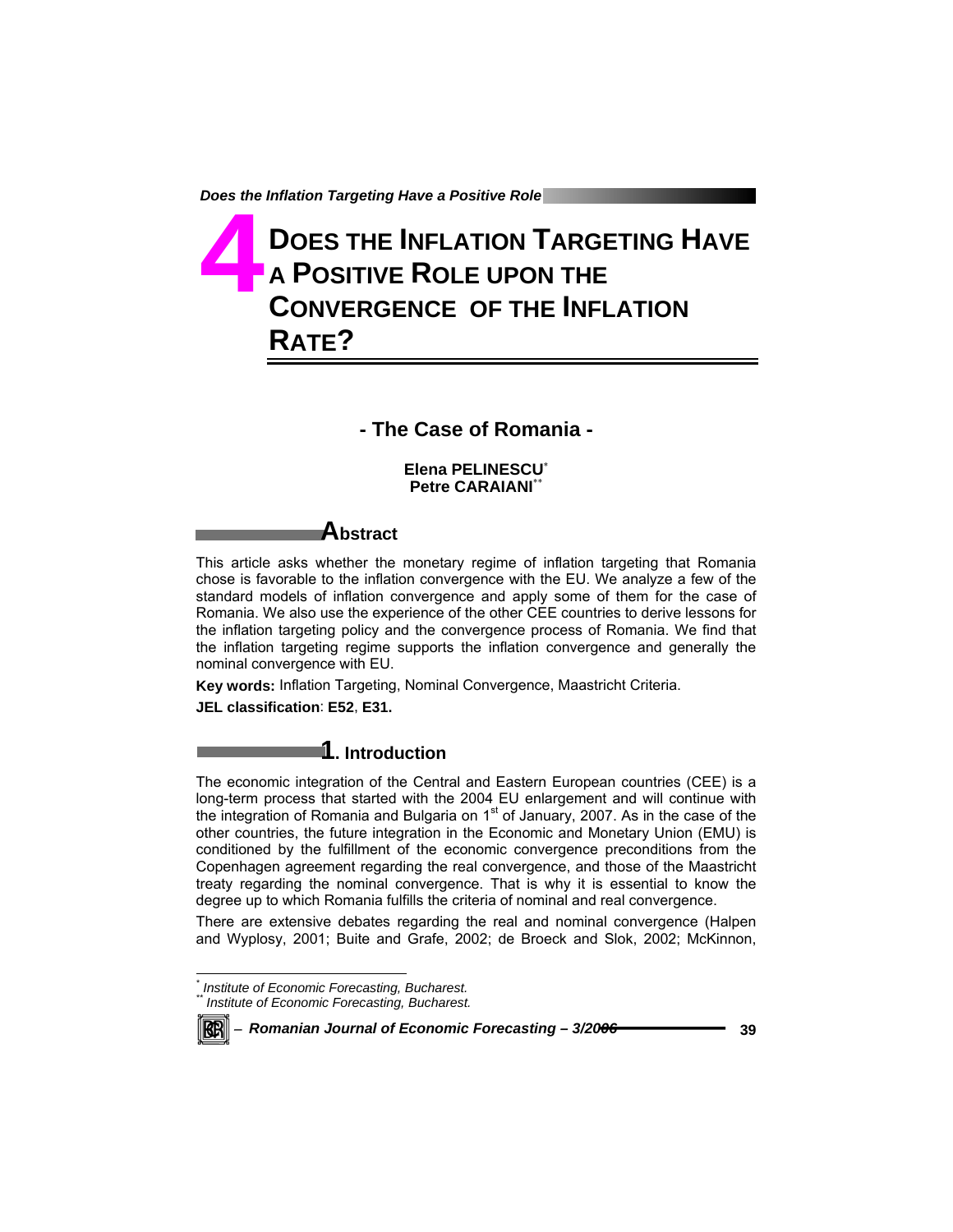# 4 DOES THE INFLATION TARGETING HAVE A POSITIVE ROLE UPON THE CONVERGENCE OF THE INFLATION RATE?

## - The Case of Romania -

**Elena PELINESCU**[*]
**Petre CARAIANI**[**]

## Abstract

This article asks whether the monetary regime of inflation targeting that Romania chose is favorable to the inflation convergence with the EU. We analyze a few of the standard models of inflation convergence and apply some of them for the case of Romania. We also use the experience of the other CEE countries to derive lessons for the inflation targeting policy and the convergence process of Romania. We find that the inflation targeting regime supports the inflation convergence and generally the nominal convergence with EU.

**Key words:** Inflation Targeting, Nominal Convergence, Maastricht Criteria.

**JEL classification**: **E52**, **E31.**

## 1. Introduction

The economic integration of the Central and Eastern European countries (CEE) is a long-term process that started with the 2004 EU enlargement and will continue with the integration of Romania and Bulgaria on 1st of January, 2007. As in the case of the other countries, the future integration in the Economic and Monetary Union (EMU) is conditioned by the fulfillment of the economic convergence preconditions from the Copenhagen agreement regarding the real convergence, and those of the Maastricht treaty regarding the nominal convergence. That is why it is essential to know the degree up to which Romania fulfills the criteria of nominal and real convergence.

There are extensive debates regarding the real and nominal convergence (Halpen and Wyplosy, 2001; Buite and Grafe, 2002; de Broeck and Slok, 2002; McKinnon,

---

[*] *Institute of Economic Forecasting, Bucharest.*
[**] *Institute of Economic Forecasting, Bucharest.*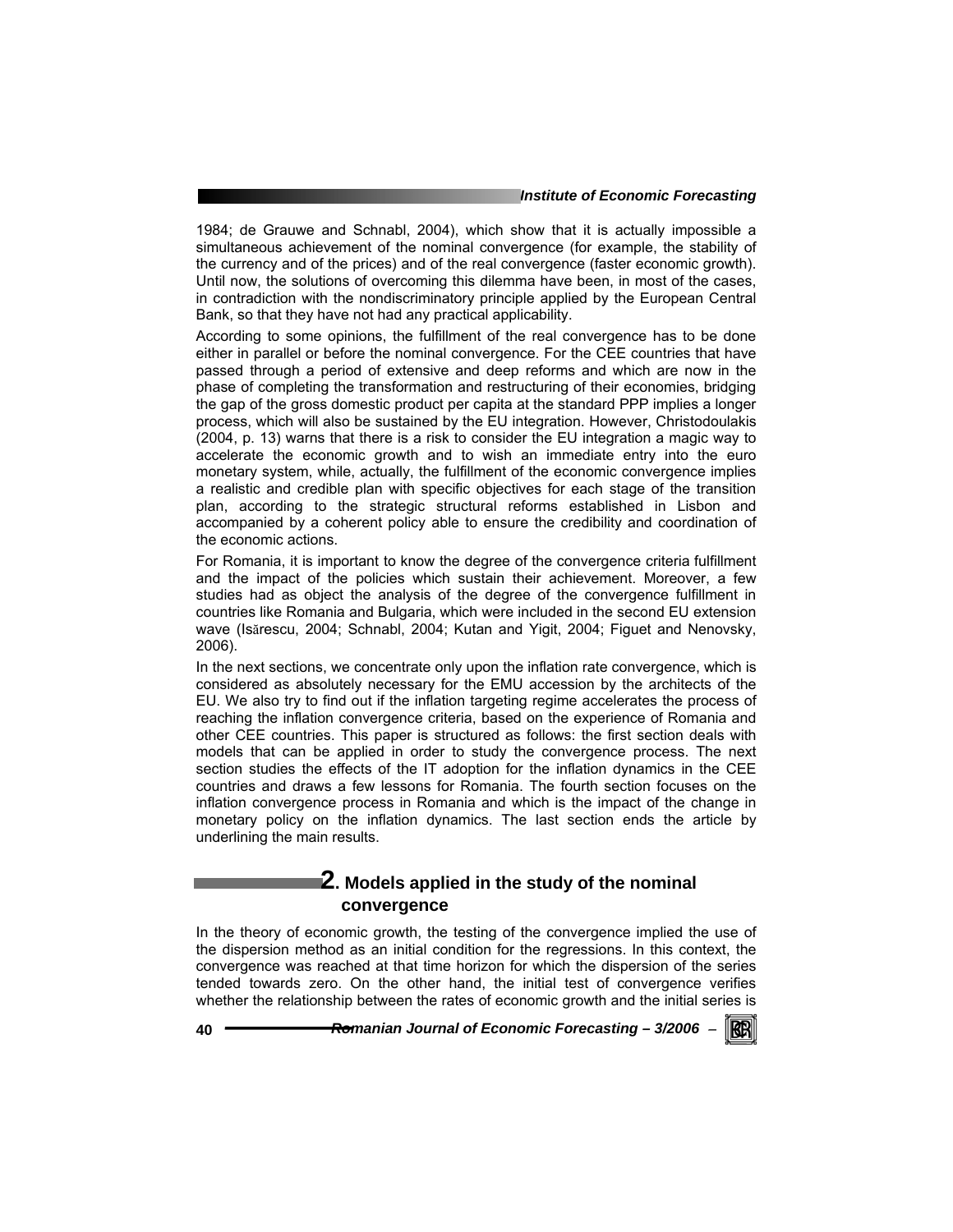1984; de Grauwe and Schnabl, 2004), which show that it is actually impossible a simultaneous achievement of the nominal convergence (for example, the stability of the currency and of the prices) and of the real convergence (faster economic growth). Until now, the solutions of overcoming this dilemma have been, in most of the cases, in contradiction with the nondiscriminatory principle applied by the European Central Bank, so that they have not had any practical applicability.

According to some opinions, the fulfillment of the real convergence has to be done either in parallel or before the nominal convergence. For the CEE countries that have passed through a period of extensive and deep reforms and which are now in the phase of completing the transformation and restructuring of their economies, bridging the gap of the gross domestic product per capita at the standard PPP implies a longer process, which will also be sustained by the EU integration. However, Christodoulakis (2004, p. 13) warns that there is a risk to consider the EU integration a magic way to accelerate the economic growth and to wish an immediate entry into the euro monetary system, while, actually, the fulfillment of the economic convergence implies a realistic and credible plan with specific objectives for each stage of the transition plan, according to the strategic structural reforms established in Lisbon and accompanied by a coherent policy able to ensure the credibility and coordination of the economic actions.

For Romania, it is important to know the degree of the convergence criteria fulfillment and the impact of the policies which sustain their achievement. Moreover, a few studies had as object the analysis of the degree of the convergence fulfillment in countries like Romania and Bulgaria, which were included in the second EU extension wave (Isărescu, 2004; Schnabl, 2004; Kutan and Yigit, 2004; Figuet and Nenovsky, 2006).

In the next sections, we concentrate only upon the inflation rate convergence, which is considered as absolutely necessary for the EMU accession by the architects of the EU. We also try to find out if the inflation targeting regime accelerates the process of reaching the inflation convergence criteria, based on the experience of Romania and other CEE countries. This paper is structured as follows: the first section deals with models that can be applied in order to study the convergence process. The next section studies the effects of the IT adoption for the inflation dynamics in the CEE countries and draws a few lessons for Romania. The fourth section focuses on the inflation convergence process in Romania and which is the impact of the change in monetary policy on the inflation dynamics. The last section ends the article by underlining the main results.

## 2. Models applied in the study of the nominal convergence

In the theory of economic growth, the testing of the convergence implied the use of the dispersion method as an initial condition for the regressions. In this context, the convergence was reached at that time horizon for which the dispersion of the series tended towards zero. On the other hand, the initial test of convergence verifies whether the relationship between the rates of economic growth and the initial series is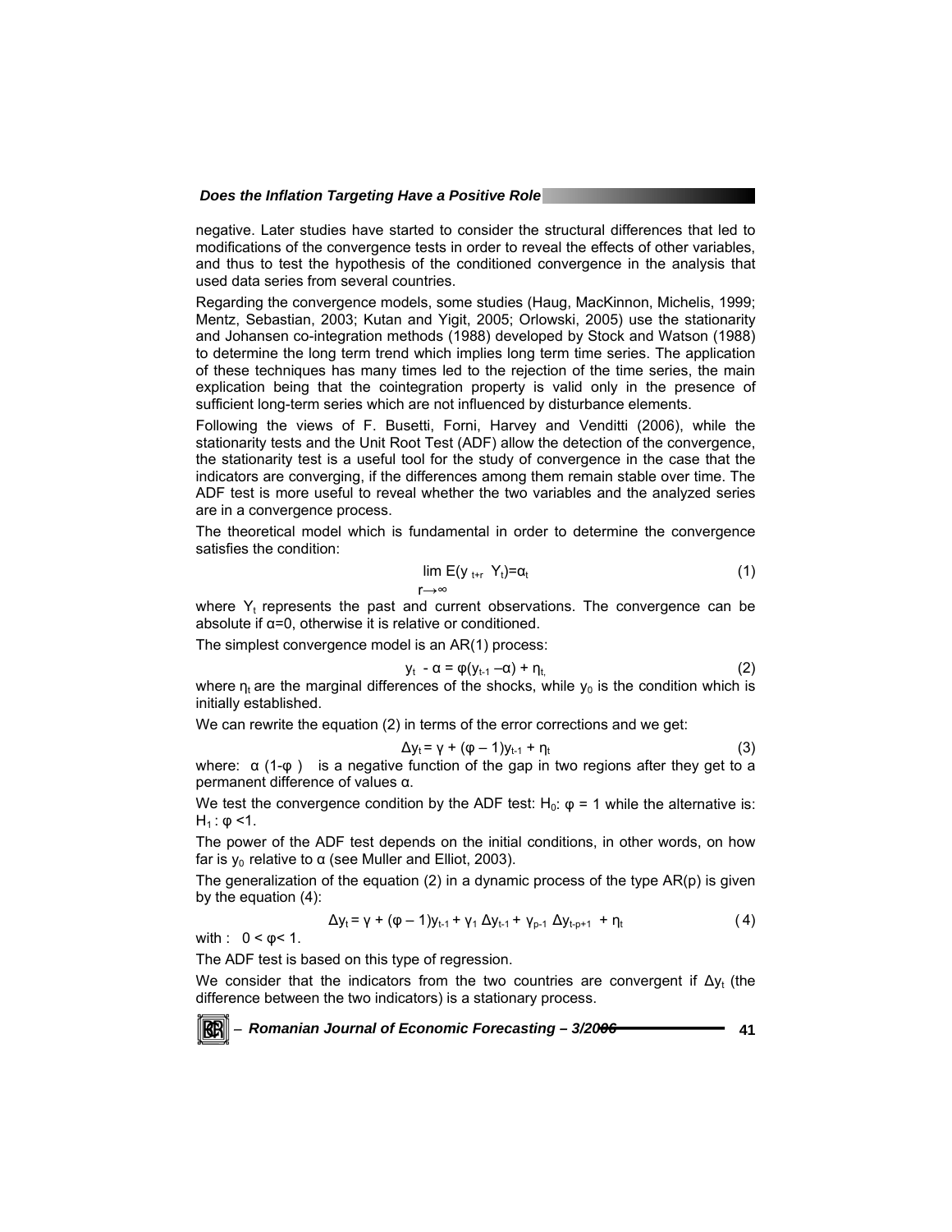negative. Later studies have started to consider the structural differences that led to modifications of the convergence tests in order to reveal the effects of other variables, and thus to test the hypothesis of the conditioned convergence in the analysis that used data series from several countries.

Regarding the convergence models, some studies (Haug, MacKinnon, Michelis, 1999; Mentz, Sebastian, 2003; Kutan and Yigit, 2005; Orlowski, 2005) use the stationarity and Johansen co-integration methods (1988) developed by Stock and Watson (1988) to determine the long term trend which implies long term time series. The application of these techniques has many times led to the rejection of the time series, the main explication being that the cointegration property is valid only in the presence of sufficient long-term series which are not influenced by disturbance elements.

Following the views of F. Busetti, Forni, Harvey and Venditti (2006), while the stationarity tests and the Unit Root Test (ADF) allow the detection of the convergence, the stationarity test is a useful tool for the study of convergence in the case that the indicators are converging, if the differences among them remain stable over time. The ADF test is more useful to reveal whether the two variables and the analyzed series are in a convergence process.

The theoretical model which is fundamental in order to determine the convergence satisfies the condition:

$$\lim_{r \to \infty} E(y_{t+r} \; Y_t) = \alpha_t \tag{1}$$

where $Y_t$ represents the past and current observations. The convergence can be absolute if α=0, otherwise it is relative or conditioned.

The simplest convergence model is an AR(1) process:

$$y_t - \alpha = \varphi(y_{t-1} - \alpha) + \eta_t, \tag{2}$$

where $\eta_t$ are the marginal differences of the shocks, while $y_0$ is the condition which is initially established.

We can rewrite the equation (2) in terms of the error corrections and we get:

$$\Delta y_t = \gamma + (\varphi - 1)y_{t-1} + \eta_t \tag{3}$$

where: $\alpha(1-\varphi)$ is a negative function of the gap in two regions after they get to a permanent difference of values α.

We test the convergence condition by the ADF test: $H_0$: $\varphi = 1$ while the alternative is: $H_1$: $\varphi < 1$.

The power of the ADF test depends on the initial conditions, in other words, on how far is $y_0$ relative to α (see Muller and Elliot, 2003).

The generalization of the equation (2) in a dynamic process of the type AR(p) is given by the equation (4):

$$\Delta y_t = \gamma + (\varphi - 1)y_{t-1} + \gamma_1 \, \Delta y_{t-1} + \gamma_{p-1} \, \Delta y_{t-p+1} + \eta_t \tag{4}$$

with : $0 < \varphi < 1$.

The ADF test is based on this type of regression.

We consider that the indicators from the two countries are convergent if $\Delta y_t$ (the difference between the two indicators) is a stationary process.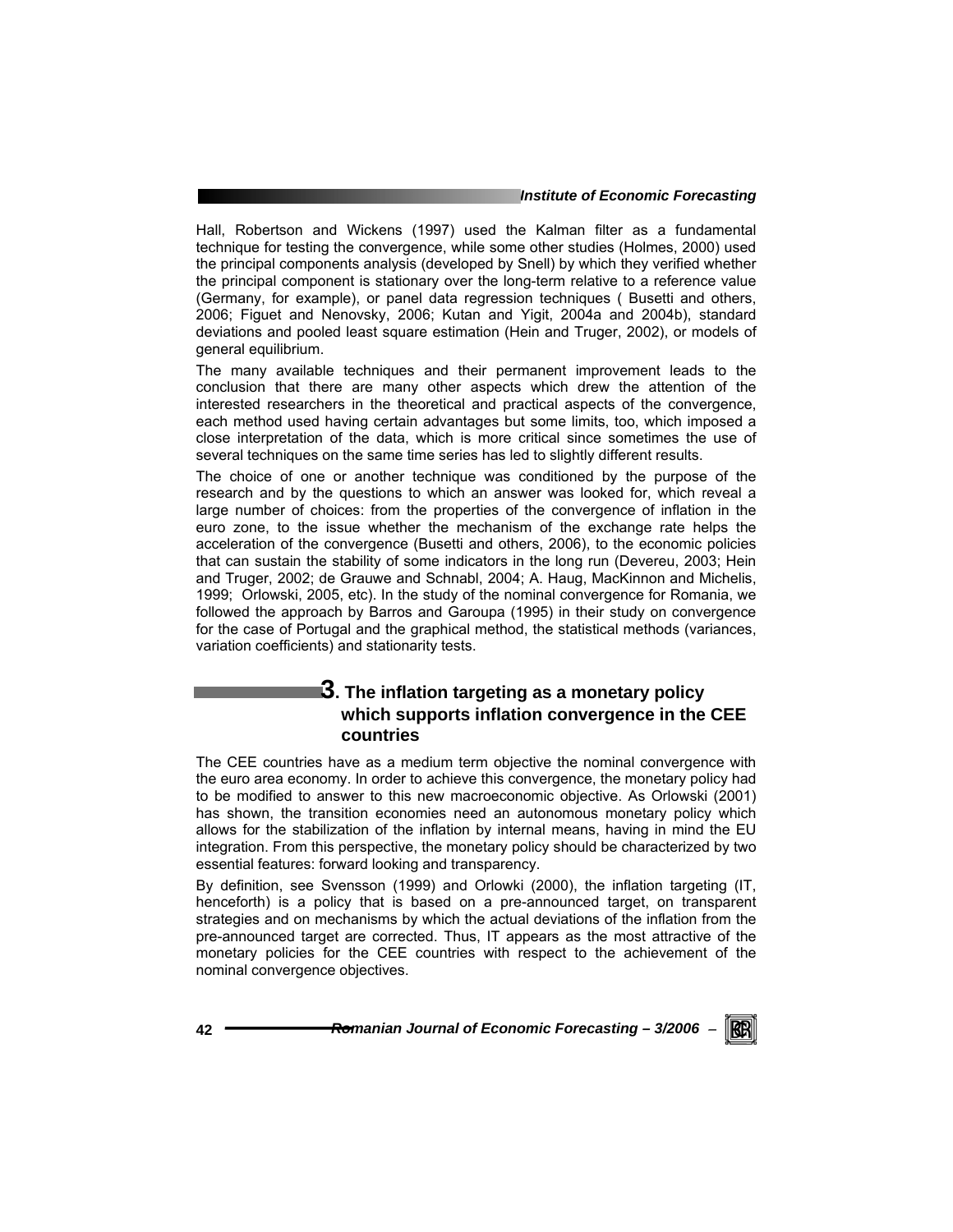Hall, Robertson and Wickens (1997) used the Kalman filter as a fundamental technique for testing the convergence, while some other studies (Holmes, 2000) used the principal components analysis (developed by Snell) by which they verified whether the principal component is stationary over the long-term relative to a reference value (Germany, for example), or panel data regression techniques ( Busetti and others, 2006; Figuet and Nenovsky, 2006; Kutan and Yigit, 2004a and 2004b), standard deviations and pooled least square estimation (Hein and Truger, 2002), or models of general equilibrium.

The many available techniques and their permanent improvement leads to the conclusion that there are many other aspects which drew the attention of the interested researchers in the theoretical and practical aspects of the convergence, each method used having certain advantages but some limits, too, which imposed a close interpretation of the data, which is more critical since sometimes the use of several techniques on the same time series has led to slightly different results.

The choice of one or another technique was conditioned by the purpose of the research and by the questions to which an answer was looked for, which reveal a large number of choices: from the properties of the convergence of inflation in the euro zone, to the issue whether the mechanism of the exchange rate helps the acceleration of the convergence (Busetti and others, 2006), to the economic policies that can sustain the stability of some indicators in the long run (Devereu, 2003; Hein and Truger, 2002; de Grauwe and Schnabl, 2004; A. Haug, MacKinnon and Michelis, 1999; Orlowski, 2005, etc). In the study of the nominal convergence for Romania, we followed the approach by Barros and Garoupa (1995) in their study on convergence for the case of Portugal and the graphical method, the statistical methods (variances, variation coefficients) and stationarity tests.

## 3. The inflation targeting as a monetary policy which supports inflation convergence in the CEE countries

The CEE countries have as a medium term objective the nominal convergence with the euro area economy. In order to achieve this convergence, the monetary policy had to be modified to answer to this new macroeconomic objective. As Orlowski (2001) has shown, the transition economies need an autonomous monetary policy which allows for the stabilization of the inflation by internal means, having in mind the EU integration. From this perspective, the monetary policy should be characterized by two essential features: forward looking and transparency.

By definition, see Svensson (1999) and Orlowki (2000), the inflation targeting (IT, henceforth) is a policy that is based on a pre-announced target, on transparent strategies and on mechanisms by which the actual deviations of the inflation from the pre-announced target are corrected. Thus, IT appears as the most attractive of the monetary policies for the CEE countries with respect to the achievement of the nominal convergence objectives.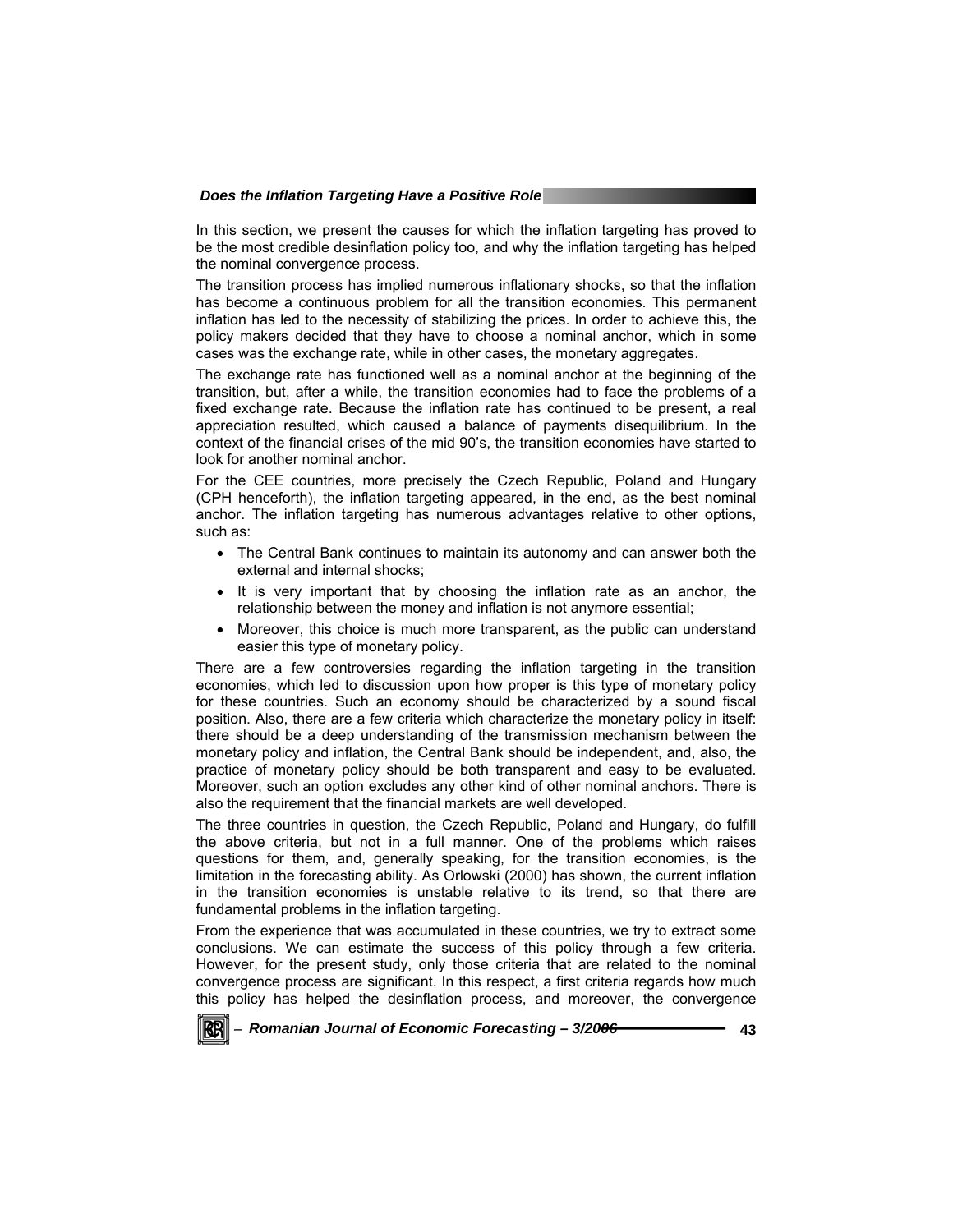In this section, we present the causes for which the inflation targeting has proved to be the most credible desinflation policy too, and why the inflation targeting has helped the nominal convergence process.

The transition process has implied numerous inflationary shocks, so that the inflation has become a continuous problem for all the transition economies. This permanent inflation has led to the necessity of stabilizing the prices. In order to achieve this, the policy makers decided that they have to choose a nominal anchor, which in some cases was the exchange rate, while in other cases, the monetary aggregates.

The exchange rate has functioned well as a nominal anchor at the beginning of the transition, but, after a while, the transition economies had to face the problems of a fixed exchange rate. Because the inflation rate has continued to be present, a real appreciation resulted, which caused a balance of payments disequilibrium. In the context of the financial crises of the mid 90's, the transition economies have started to look for another nominal anchor.

For the CEE countries, more precisely the Czech Republic, Poland and Hungary (CPH henceforth), the inflation targeting appeared, in the end, as the best nominal anchor. The inflation targeting has numerous advantages relative to other options, such as:

- The Central Bank continues to maintain its autonomy and can answer both the external and internal shocks;
- It is very important that by choosing the inflation rate as an anchor, the relationship between the money and inflation is not anymore essential;
- Moreover, this choice is much more transparent, as the public can understand easier this type of monetary policy.

There are a few controversies regarding the inflation targeting in the transition economies, which led to discussion upon how proper is this type of monetary policy for these countries. Such an economy should be characterized by a sound fiscal position. Also, there are a few criteria which characterize the monetary policy in itself: there should be a deep understanding of the transmission mechanism between the monetary policy and inflation, the Central Bank should be independent, and, also, the practice of monetary policy should be both transparent and easy to be evaluated. Moreover, such an option excludes any other kind of other nominal anchors. There is also the requirement that the financial markets are well developed.

The three countries in question, the Czech Republic, Poland and Hungary, do fulfill the above criteria, but not in a full manner. One of the problems which raises questions for them, and, generally speaking, for the transition economies, is the limitation in the forecasting ability. As Orlowski (2000) has shown, the current inflation in the transition economies is unstable relative to its trend, so that there are fundamental problems in the inflation targeting.

From the experience that was accumulated in these countries, we try to extract some conclusions. We can estimate the success of this policy through a few criteria. However, for the present study, only those criteria that are related to the nominal convergence process are significant. In this respect, a first criteria regards how much this policy has helped the desinflation process, and moreover, the convergence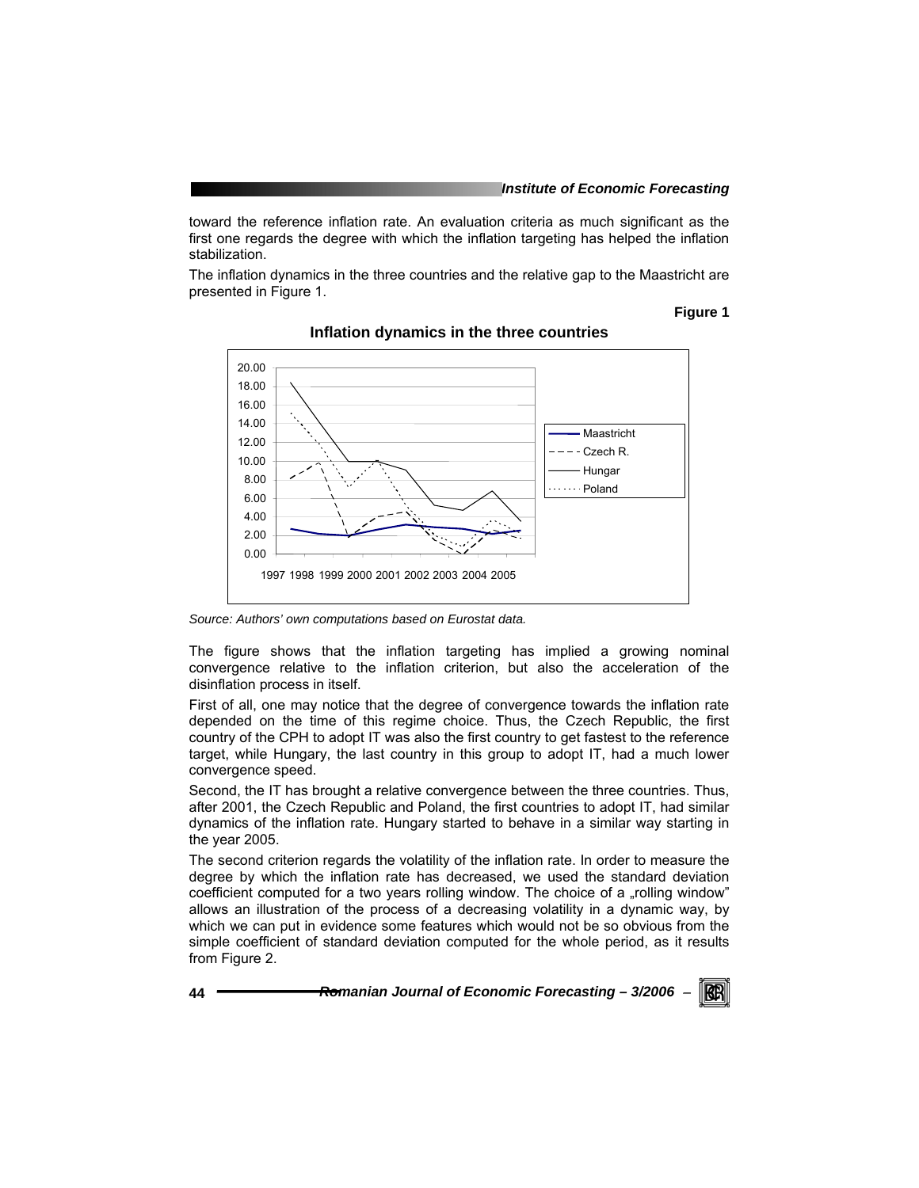toward the reference inflation rate. An evaluation criteria as much significant as the first one regards the degree with which the inflation targeting has helped the inflation stabilization.

The inflation dynamics in the three countries and the relative gap to the Maastricht are presented in Figure 1.

**Figure 1**

**Inflation dynamics in the three countries**

*Source: Authors' own computations based on Eurostat data.*

The figure shows that the inflation targeting has implied a growing nominal convergence relative to the inflation criterion, but also the acceleration of the disinflation process in itself.

First of all, one may notice that the degree of convergence towards the inflation rate depended on the time of this regime choice. Thus, the Czech Republic, the first country of the CPH to adopt IT was also the first country to get fastest to the reference target, while Hungary, the last country in this group to adopt IT, had a much lower convergence speed.

Second, the IT has brought a relative convergence between the three countries. Thus, after 2001, the Czech Republic and Poland, the first countries to adopt IT, had similar dynamics of the inflation rate. Hungary started to behave in a similar way starting in the year 2005.

The second criterion regards the volatility of the inflation rate. In order to measure the degree by which the inflation rate has decreased, we used the standard deviation coefficient computed for a two years rolling window. The choice of a „rolling window" allows an illustration of the process of a decreasing volatility in a dynamic way, by which we can put in evidence some features which would not be so obvious from the simple coefficient of standard deviation computed for the whole period, as it results from Figure 2.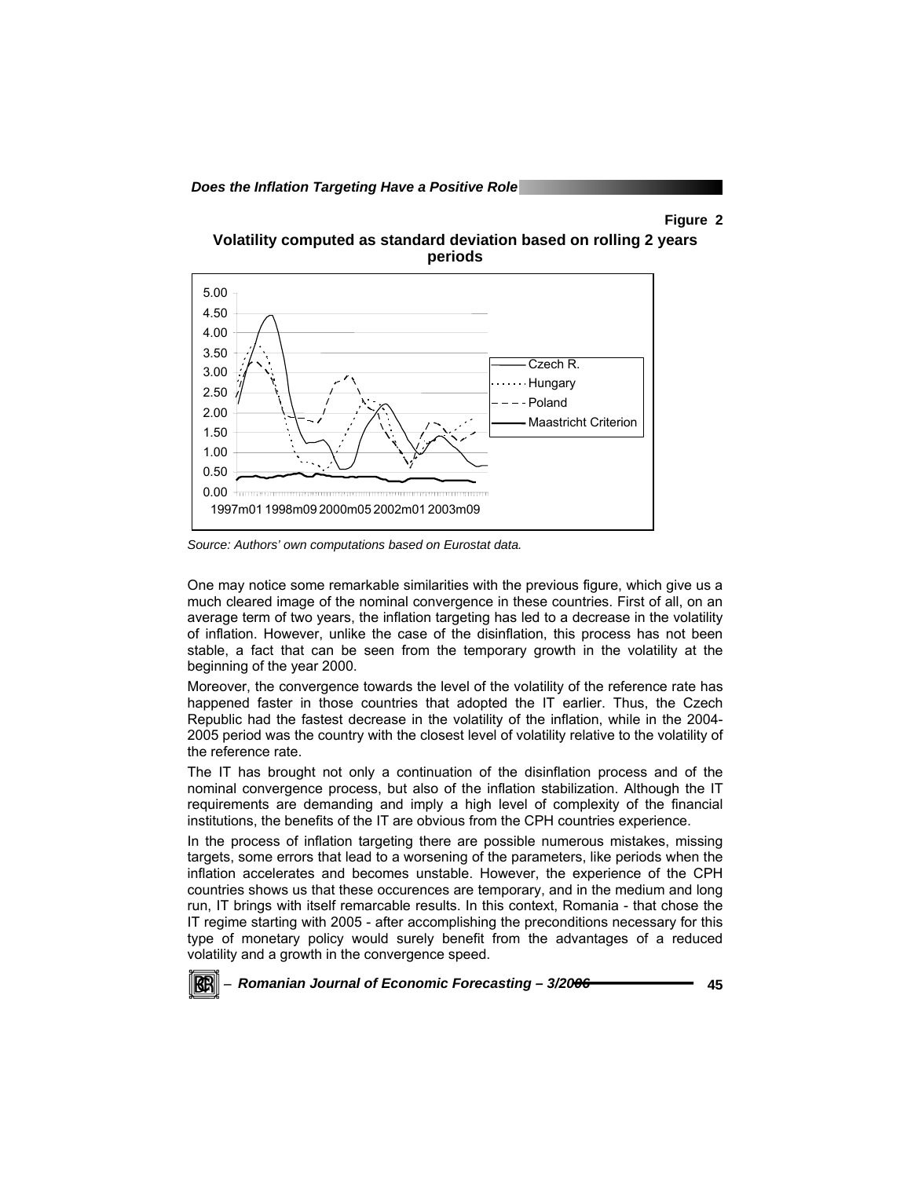**Figure 2**

**Volatility computed as standard deviation based on rolling 2 years periods**

*Source: Authors' own computations based on Eurostat data.*

One may notice some remarkable similarities with the previous figure, which give us a much cleared image of the nominal convergence in these countries. First of all, on an average term of two years, the inflation targeting has led to a decrease in the volatility of inflation. However, unlike the case of the disinflation, this process has not been stable, a fact that can be seen from the temporary growth in the volatility at the beginning of the year 2000.

Moreover, the convergence towards the level of the volatility of the reference rate has happened faster in those countries that adopted the IT earlier. Thus, the Czech Republic had the fastest decrease in the volatility of the inflation, while in the 2004-2005 period was the country with the closest level of volatility relative to the volatility of the reference rate.

The IT has brought not only a continuation of the disinflation process and of the nominal convergence process, but also of the inflation stabilization. Although the IT requirements are demanding and imply a high level of complexity of the financial institutions, the benefits of the IT are obvious from the CPH countries experience.

In the process of inflation targeting there are possible numerous mistakes, missing targets, some errors that lead to a worsening of the parameters, like periods when the inflation accelerates and becomes unstable. However, the experience of the CPH countries shows us that these occurences are temporary, and in the medium and long run, IT brings with itself remarcable results. In this context, Romania - that chose the IT regime starting with 2005 - after accomplishing the preconditions necessary for this type of monetary policy would surely benefit from the advantages of a reduced volatility and a growth in the convergence speed.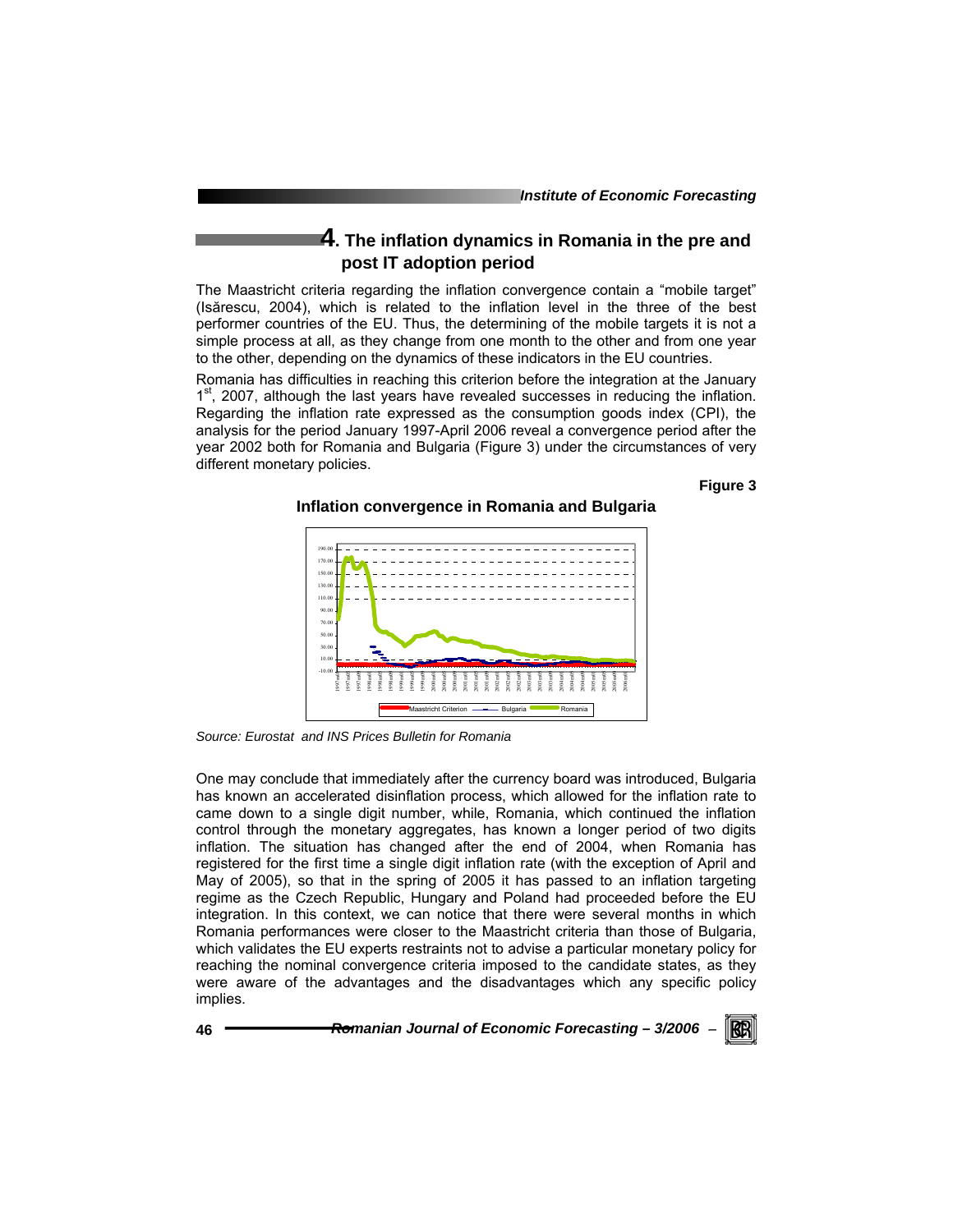## 4. The inflation dynamics in Romania in the pre and post IT adoption period

The Maastricht criteria regarding the inflation convergence contain a "mobile target" (Isărescu, 2004), which is related to the inflation level in the three of the best performer countries of the EU. Thus, the determining of the mobile targets it is not a simple process at all, as they change from one month to the other and from one year to the other, depending on the dynamics of these indicators in the EU countries.

Romania has difficulties in reaching this criterion before the integration at the January 1st, 2007, although the last years have revealed successes in reducing the inflation. Regarding the inflation rate expressed as the consumption goods index (CPI), the analysis for the period January 1997-April 2006 reveal a convergence period after the year 2002 both for Romania and Bulgaria (Figure 3) under the circumstances of very different monetary policies.

**Figure 3**

**Inflation convergence in Romania and Bulgaria**

*Source: Eurostat and INS Prices Bulletin for Romania*

One may conclude that immediately after the currency board was introduced, Bulgaria has known an accelerated disinflation process, which allowed for the inflation rate to came down to a single digit number, while, Romania, which continued the inflation control through the monetary aggregates, has known a longer period of two digits inflation. The situation has changed after the end of 2004, when Romania has registered for the first time a single digit inflation rate (with the exception of April and May of 2005), so that in the spring of 2005 it has passed to an inflation targeting regime as the Czech Republic, Hungary and Poland had proceeded before the EU integration. In this context, we can notice that there were several months in which Romania performances were closer to the Maastricht criteria than those of Bulgaria, which validates the EU experts restraints not to advise a particular monetary policy for reaching the nominal convergence criteria imposed to the candidate states, as they were aware of the advantages and the disadvantages which any specific policy implies.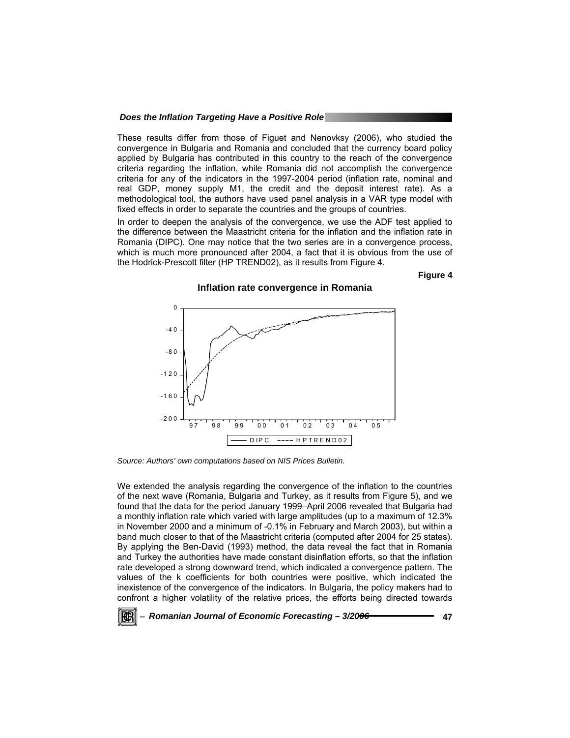These results differ from those of Figuet and Nenovksy (2006), who studied the convergence in Bulgaria and Romania and concluded that the currency board policy applied by Bulgaria has contributed in this country to the reach of the convergence criteria regarding the inflation, while Romania did not accomplish the convergence criteria for any of the indicators in the 1997-2004 period (inflation rate, nominal and real GDP, money supply M1, the credit and the deposit interest rate). As a methodological tool, the authors have used panel analysis in a VAR type model with fixed effects in order to separate the countries and the groups of countries.

In order to deepen the analysis of the convergence, we use the ADF test applied to the difference between the Maastricht criteria for the inflation and the inflation rate in Romania (DIPC). One may notice that the two series are in a convergence process, which is much more pronounced after 2004, a fact that it is obvious from the use of the Hodrick-Prescott filter (HP TREND02), as it results from Figure 4.

**Figure 4**

**Inflation rate convergence in Romania**

*Source: Authors' own computations based on NIS Prices Bulletin.*

We extended the analysis regarding the convergence of the inflation to the countries of the next wave (Romania, Bulgaria and Turkey, as it results from Figure 5), and we found that the data for the period January 1999–April 2006 revealed that Bulgaria had a monthly inflation rate which varied with large amplitudes (up to a maximum of 12.3% in November 2000 and a minimum of -0.1% in February and March 2003), but within a band much closer to that of the Maastricht criteria (computed after 2004 for 25 states). By applying the Ben-David (1993) method, the data reveal the fact that in Romania and Turkey the authorities have made constant disinflation efforts, so that the inflation rate developed a strong downward trend, which indicated a convergence pattern. The values of the k coefficients for both countries were positive, which indicated the inexistence of the convergence of the indicators. In Bulgaria, the policy makers had to confront a higher volatility of the relative prices, the efforts being directed towards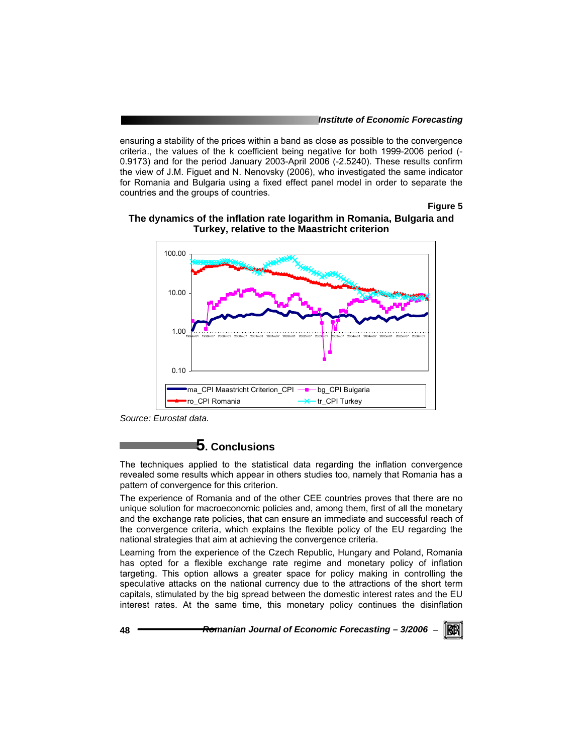ensuring a stability of the prices within a band as close as possible to the convergence criteria., the values of the k coefficient being negative for both 1999-2006 period (-0.9173) and for the period January 2003-April 2006 (-2.5240). These results confirm the view of J.M. Figuet and N. Nenovsky (2006), who investigated the same indicator for Romania and Bulgaria using a fixed effect panel model in order to separate the countries and the groups of countries.

**Figure 5**

**The dynamics of the inflation rate logarithm in Romania, Bulgaria and Turkey, relative to the Maastricht criterion**

*Source: Eurostat data.*

## 5. Conclusions

The techniques applied to the statistical data regarding the inflation convergence revealed some results which appear in others studies too, namely that Romania has a pattern of convergence for this criterion.

The experience of Romania and of the other CEE countries proves that there are no unique solution for macroeconomic policies and, among them, first of all the monetary and the exchange rate policies, that can ensure an immediate and successful reach of the convergence criteria, which explains the flexible policy of the EU regarding the national strategies that aim at achieving the convergence criteria.

Learning from the experience of the Czech Republic, Hungary and Poland, Romania has opted for a flexible exchange rate regime and monetary policy of inflation targeting. This option allows a greater space for policy making in controlling the speculative attacks on the national currency due to the attractions of the short term capitals, stimulated by the big spread between the domestic interest rates and the EU interest rates. At the same time, this monetary policy continues the disinflation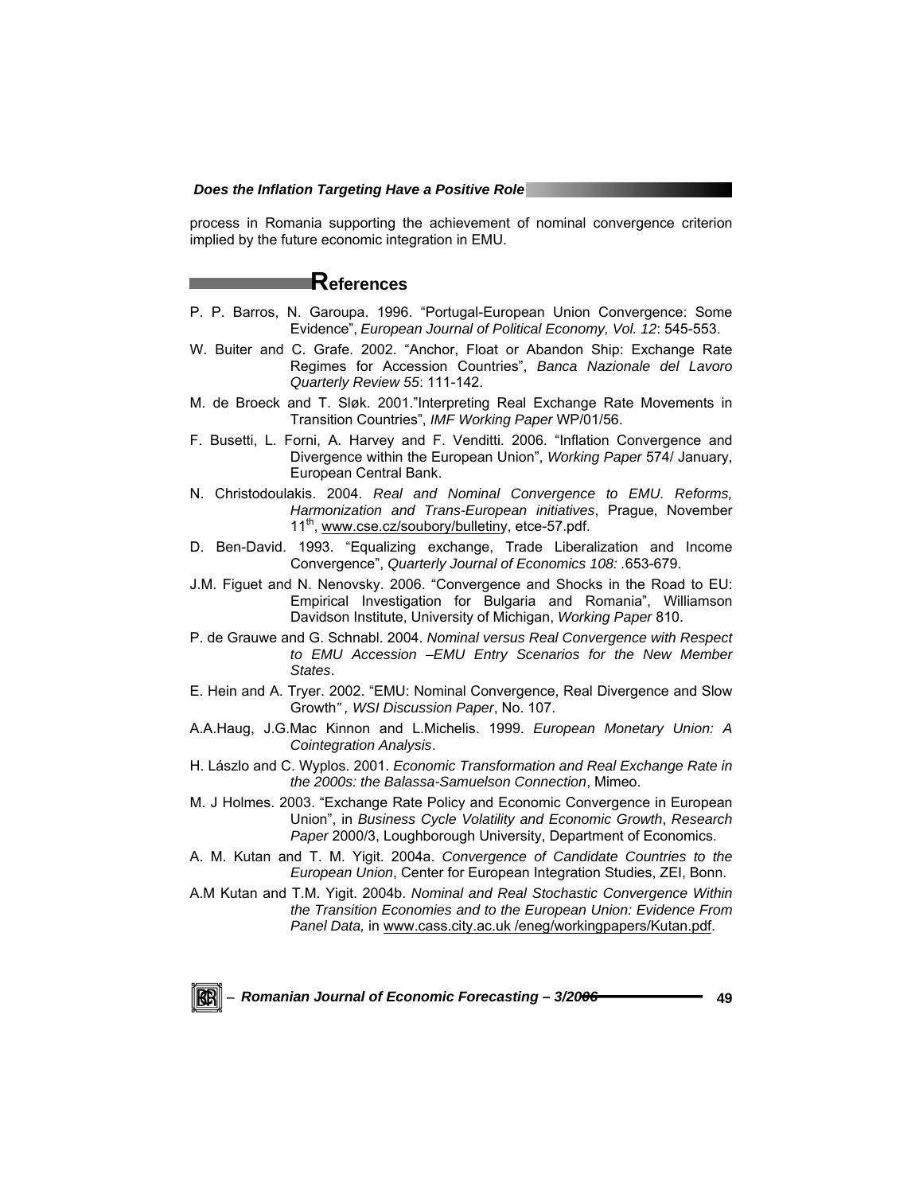process in Romania supporting the achievement of nominal convergence criterion implied by the future economic integration in EMU.

## References

P. P. Barros, N. Garoupa. 1996. "Portugal-European Union Convergence: Some Evidence", *European Journal of Political Economy, Vol. 12*: 545-553.

W. Buiter and C. Grafe. 2002. "Anchor, Float or Abandon Ship: Exchange Rate Regimes for Accession Countries", *Banca Nazionale del Lavoro Quarterly Review 55*: 111-142.

M. de Broeck and T. Sløk. 2001."Interpreting Real Exchange Rate Movements in Transition Countries", *IMF Working Paper* WP/01/56.

F. Busetti, L. Forni, A. Harvey and F. Venditti. 2006. "Inflation Convergence and Divergence within the European Union", *Working Paper* 574/ January, European Central Bank.

N. Christodoulakis. 2004. *Real and Nominal Convergence to EMU. Reforms, Harmonization and Trans-European initiatives*, Prague, November 11th, www.cse.cz/soubory/bulletiny, etce-57.pdf.

D. Ben-David. 1993. "Equalizing exchange, Trade Liberalization and Income Convergence", *Quarterly Journal of Economics 108:* .653-679.

J.M. Figuet and N. Nenovsky. 2006. "Convergence and Shocks in the Road to EU: Empirical Investigation for Bulgaria and Romania", Williamson Davidson Institute, University of Michigan, *Working Paper* 810.

P. de Grauwe and G. Schnabl. 2004. *Nominal versus Real Convergence with Respect to EMU Accession –EMU Entry Scenarios for the New Member States*.

E. Hein and A. Tryer. 2002. "EMU: Nominal Convergence, Real Divergence and Slow Growth", *WSI Discussion Paper*, No. 107.

A.A.Haug, J.G.Mac Kinnon and L.Michelis. 1999. *European Monetary Union: A Cointegration Analysis*.

H. Lászlo and C. Wyplos. 2001. *Economic Transformation and Real Exchange Rate in the 2000s: the Balassa-Samuelson Connection*, Mimeo.

M. J Holmes. 2003. "Exchange Rate Policy and Economic Convergence in European Union", in *Business Cycle Volatility and Economic Growth*, *Research Paper* 2000/3, Loughborough University, Department of Economics.

A. M. Kutan and T. M. Yigit. 2004a. *Convergence of Candidate Countries to the European Union*, Center for European Integration Studies, ZEI, Bonn.

A.M Kutan and T.M. Yigit. 2004b. *Nominal and Real Stochastic Convergence Within the Transition Economies and to the European Union: Evidence From Panel Data,* in www.cass.city.ac.uk /eneg/workingpapers/Kutan.pdf.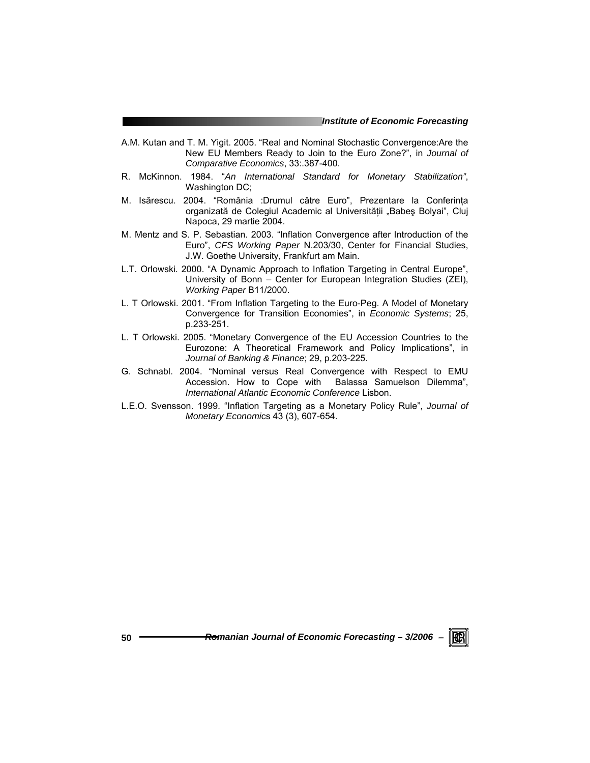A.M. Kutan and T. M. Yigit. 2005. “Real and Nominal Stochastic Convergence:Are the New EU Members Ready to Join to the Euro Zone?”, in *Journal of Comparative Economics*, 33:.387-400.

R. McKinnon. 1984. “*An International Standard for Monetary Stabilization”*, Washington DC;

M. Isărescu. 2004. “România :Drumul către Euro”, Prezentare la Conferința organizată de Colegiul Academic al Universității „Babeş Bolyai”, Cluj Napoca, 29 martie 2004.

M. Mentz and S. P. Sebastian. 2003. “Inflation Convergence after Introduction of the Euro”, *CFS Working Paper* N.203/30, Center for Financial Studies, J.W. Goethe University, Frankfurt am Main.

L.T. Orlowski. 2000. “A Dynamic Approach to Inflation Targeting in Central Europe”, University of Bonn – Center for European Integration Studies (ZEI), *Working Paper* B11/2000.

L. T Orlowski. 2001. “From Inflation Targeting to the Euro-Peg. A Model of Monetary Convergence for Transition Economies”, in *Economic Systems*; 25, p.233-251.

L. T Orlowski. 2005. “Monetary Convergence of the EU Accession Countries to the Eurozone: A Theoretical Framework and Policy Implications”, in *Journal of Banking & Finance*; 29, p.203-225.

G. Schnabl. 2004. “Nominal versus Real Convergence with Respect to EMU Accession. How to Cope with Balassa Samuelson Dilemma”, *International Atlantic Economic Conference* Lisbon.

L.E.O. Svensson. 1999. “Inflation Targeting as a Monetary Policy Rule”, *Journal of Monetary Economics* 43 (3), 607-654.